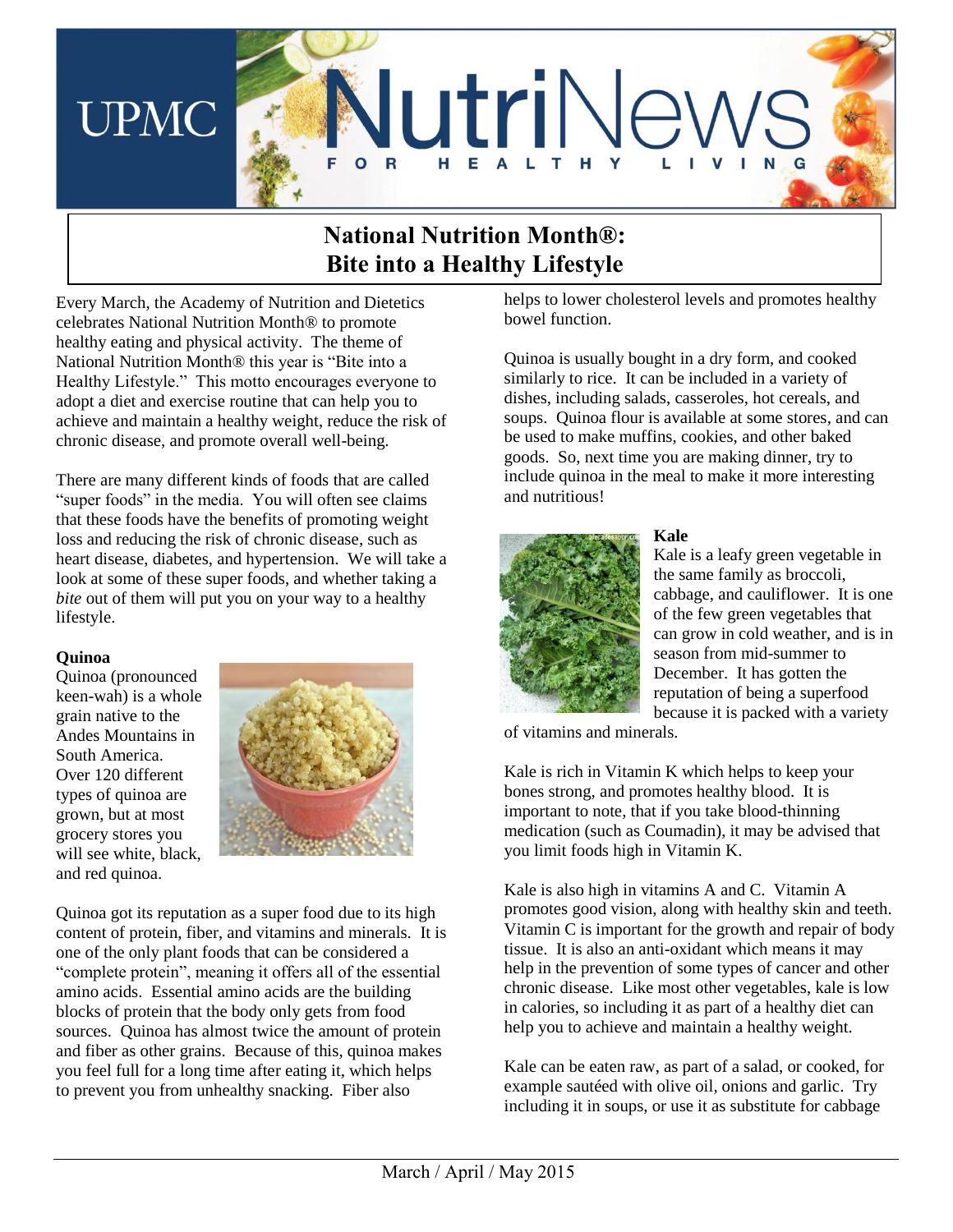UPMC NutriNews FOR HEALTHY LIVING

# National Nutrition Month®: Bite into a Healthy Lifestyle

Every March, the Academy of Nutrition and Dietetics celebrates National Nutrition Month® to promote healthy eating and physical activity. The theme of National Nutrition Month® this year is "Bite into a Healthy Lifestyle." This motto encourages everyone to adopt a diet and exercise routine that can help you to achieve and maintain a healthy weight, reduce the risk of chronic disease, and promote overall well-being.

There are many different kinds of foods that are called "super foods" in the media. You will often see claims that these foods have the benefits of promoting weight loss and reducing the risk of chronic disease, such as heart disease, diabetes, and hypertension. We will take a look at some of these super foods, and whether taking a *bite* out of them will put you on your way to a healthy lifestyle.

**Quinoa**

Quinoa (pronounced keen-wah) is a whole grain native to the Andes Mountains in South America. Over 120 different types of quinoa are grown, but at most grocery stores you will see white, black, and red quinoa.

Quinoa got its reputation as a super food due to its high content of protein, fiber, and vitamins and minerals. It is one of the only plant foods that can be considered a "complete protein", meaning it offers all of the essential amino acids. Essential amino acids are the building blocks of protein that the body only gets from food sources. Quinoa has almost twice the amount of protein and fiber as other grains. Because of this, quinoa makes you feel full for a long time after eating it, which helps to prevent you from unhealthy snacking. Fiber also helps to lower cholesterol levels and promotes healthy bowel function.

Quinoa is usually bought in a dry form, and cooked similarly to rice. It can be included in a variety of dishes, including salads, casseroles, hot cereals, and soups. Quinoa flour is available at some stores, and can be used to make muffins, cookies, and other baked goods. So, next time you are making dinner, try to include quinoa in the meal to make it more interesting and nutritious!

**Kale**

Kale is a leafy green vegetable in the same family as broccoli, cabbage, and cauliflower. It is one of the few green vegetables that can grow in cold weather, and is in season from mid-summer to December. It has gotten the reputation of being a superfood because it is packed with a variety of vitamins and minerals.

Kale is rich in Vitamin K which helps to keep your bones strong, and promotes healthy blood. It is important to note, that if you take blood-thinning medication (such as Coumadin), it may be advised that you limit foods high in Vitamin K.

Kale is also high in vitamins A and C. Vitamin A promotes good vision, along with healthy skin and teeth. Vitamin C is important for the growth and repair of body tissue. It is also an anti-oxidant which means it may help in the prevention of some types of cancer and other chronic disease. Like most other vegetables, kale is low in calories, so including it as part of a healthy diet can help you to achieve and maintain a healthy weight.

Kale can be eaten raw, as part of a salad, or cooked, for example sautéed with olive oil, onions and garlic. Try including it in soups, or use it as substitute for cabbage

March / April / May 2015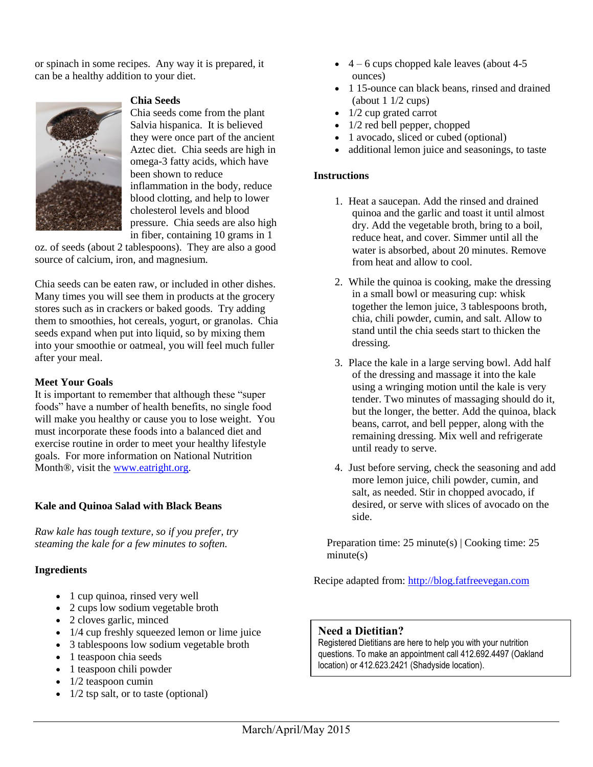or spinach in some recipes. Any way it is prepared, it can be a healthy addition to your diet.

### Chia Seeds

Chia seeds come from the plant Salvia hispanica. It is believed they were once part of the ancient Aztec diet. Chia seeds are high in omega-3 fatty acids, which have been shown to reduce inflammation in the body, reduce blood clotting, and help to lower cholesterol levels and blood pressure. Chia seeds are also high in fiber, containing 10 grams in 1 oz. of seeds (about 2 tablespoons). They are also a good source of calcium, iron, and magnesium.

Chia seeds can be eaten raw, or included in other dishes. Many times you will see them in products at the grocery stores such as in crackers or baked goods. Try adding them to smoothies, hot cereals, yogurt, or granolas. Chia seeds expand when put into liquid, so by mixing them into your smoothie or oatmeal, you will feel much fuller after your meal.

### Meet Your Goals

It is important to remember that although these "super foods" have a number of health benefits, no single food will make you healthy or cause you to lose weight. You must incorporate these foods into a balanced diet and exercise routine in order to meet your healthy lifestyle goals. For more information on National Nutrition Month®, visit the [www.eatright.org](www.eatright.org).

## Kale and Quinoa Salad with Black Beans

*Raw kale has tough texture, so if you prefer, try steaming the kale for a few minutes to soften.*

### Ingredients

- 1 cup quinoa, rinsed very well
- 2 cups low sodium vegetable broth
- 2 cloves garlic, minced
- 1/4 cup freshly squeezed lemon or lime juice
- 3 tablespoons low sodium vegetable broth
- 1 teaspoon chia seeds
- 1 teaspoon chili powder
- 1/2 teaspoon cumin
- 1/2 tsp salt, or to taste (optional)
- 4 – 6 cups chopped kale leaves (about 4-5 ounces)
- 1 15-ounce can black beans, rinsed and drained (about 1 1/2 cups)
- 1/2 cup grated carrot
- 1/2 red bell pepper, chopped
- 1 avocado, sliced or cubed (optional)
- additional lemon juice and seasonings, to taste

### Instructions

1. Heat a saucepan. Add the rinsed and drained quinoa and the garlic and toast it until almost dry. Add the vegetable broth, bring to a boil, reduce heat, and cover. Simmer until all the water is absorbed, about 20 minutes. Remove from heat and allow to cool.
2. While the quinoa is cooking, make the dressing in a small bowl or measuring cup: whisk together the lemon juice, 3 tablespoons broth, chia, chili powder, cumin, and salt. Allow to stand until the chia seeds start to thicken the dressing.
3. Place the kale in a large serving bowl. Add half of the dressing and massage it into the kale using a wringing motion until the kale is very tender. Two minutes of massaging should do it, but the longer, the better. Add the quinoa, black beans, carrot, and bell pepper, along with the remaining dressing. Mix well and refrigerate until ready to serve.
4. Just before serving, check the seasoning and add more lemon juice, chili powder, cumin, and salt, as needed. Stir in chopped avocado, if desired, or serve with slices of avocado on the side.

Preparation time: 25 minute(s) | Cooking time: 25 minute(s)

Recipe adapted from: [http://blog.fatfreevegan.com](http://blog.fatfreevegan.com)

### Need a Dietitian?

Registered Dietitians are here to help you with your nutrition questions. To make an appointment call 412.692.4497 (Oakland location) or 412.623.2421 (Shadyside location).